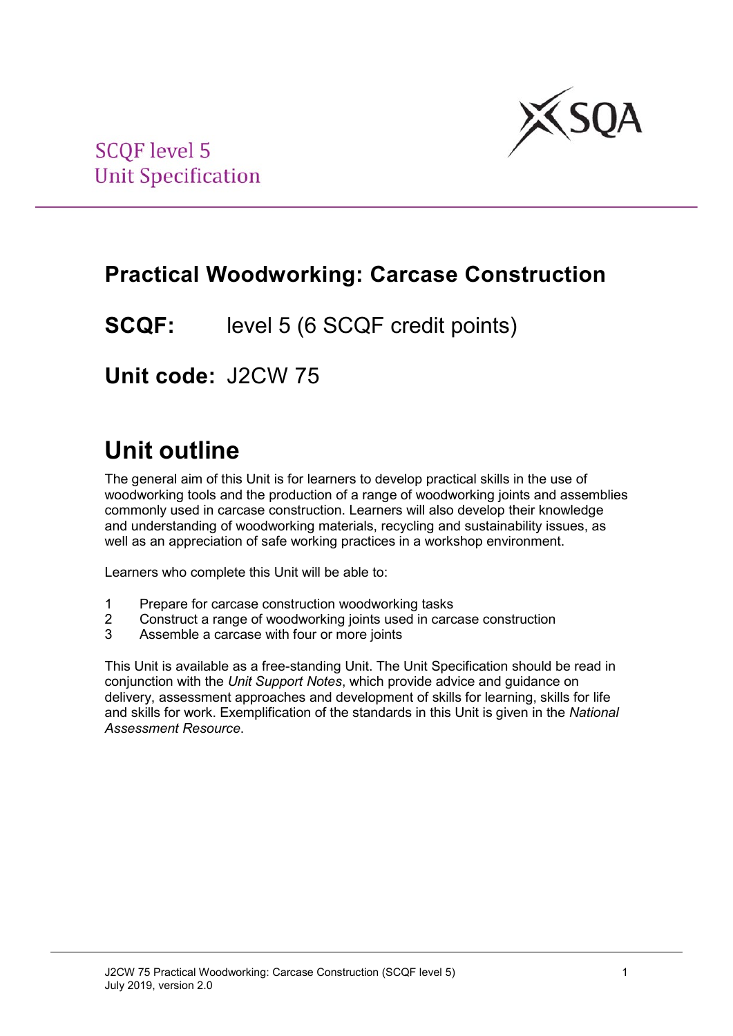SCQF level 5
Unit Specification

# Practical Woodworking: Carcase Construction

**SCQF:** level 5 (6 SCQF credit points)

**Unit code:** J2CW 75

## Unit outline

The general aim of this Unit is for learners to develop practical skills in the use of woodworking tools and the production of a range of woodworking joints and assemblies commonly used in carcase construction. Learners will also develop their knowledge and understanding of woodworking materials, recycling and sustainability issues, as well as an appreciation of safe working practices in a workshop environment.

Learners who complete this Unit will be able to:

1. Prepare for carcase construction woodworking tasks
2. Construct a range of woodworking joints used in carcase construction
3. Assemble a carcase with four or more joints

This Unit is available as a free-standing Unit. The Unit Specification should be read in conjunction with the *Unit Support Notes*, which provide advice and guidance on delivery, assessment approaches and development of skills for learning, skills for life and skills for work. Exemplification of the standards in this Unit is given in the *National Assessment Resource*.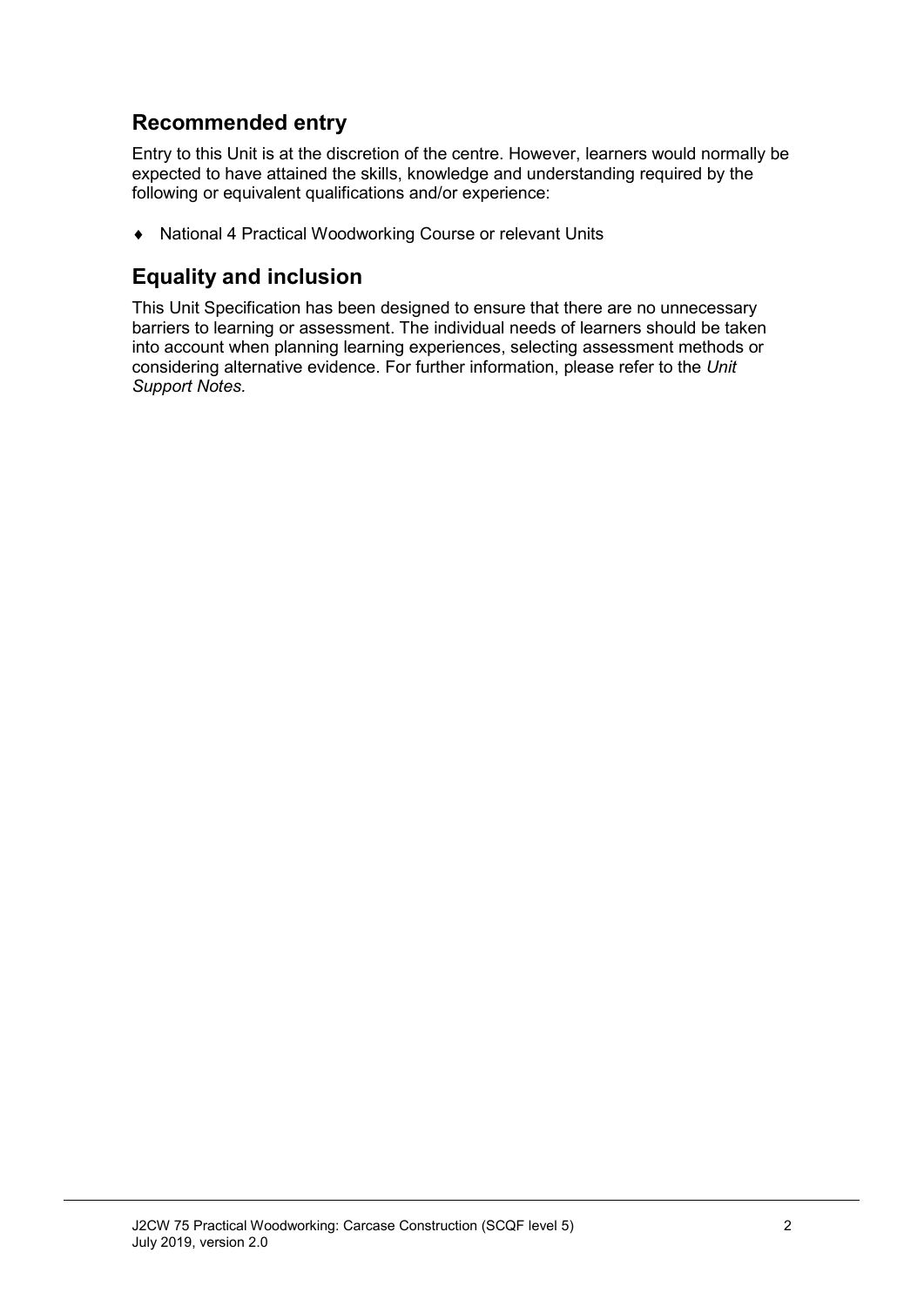## Recommended entry

Entry to this Unit is at the discretion of the centre. However, learners would normally be expected to have attained the skills, knowledge and understanding required by the following or equivalent qualifications and/or experience:

- National 4 Practical Woodworking Course or relevant Units

## Equality and inclusion

This Unit Specification has been designed to ensure that there are no unnecessary barriers to learning or assessment. The individual needs of learners should be taken into account when planning learning experiences, selecting assessment methods or considering alternative evidence. For further information, please refer to the *Unit Support Notes.*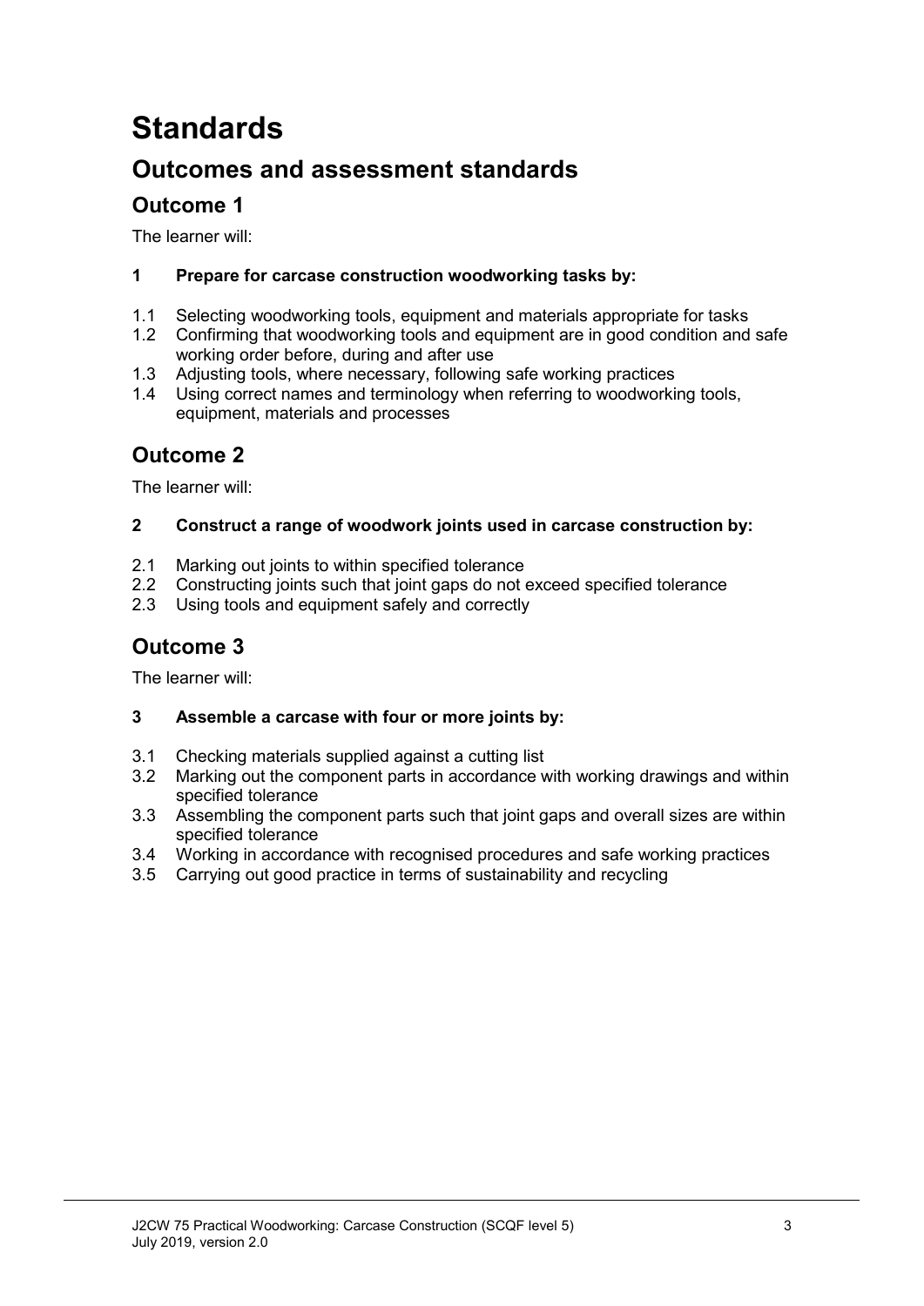# Standards

## Outcomes and assessment standards

### Outcome 1

The learner will:

**1 Prepare for carcase construction woodworking tasks by:**

1.1 Selecting woodworking tools, equipment and materials appropriate for tasks
1.2 Confirming that woodworking tools and equipment are in good condition and safe working order before, during and after use
1.3 Adjusting tools, where necessary, following safe working practices
1.4 Using correct names and terminology when referring to woodworking tools, equipment, materials and processes

### Outcome 2

The learner will:

**2 Construct a range of woodwork joints used in carcase construction by:**

2.1 Marking out joints to within specified tolerance
2.2 Constructing joints such that joint gaps do not exceed specified tolerance
2.3 Using tools and equipment safely and correctly

### Outcome 3

The learner will:

**3 Assemble a carcase with four or more joints by:**

3.1 Checking materials supplied against a cutting list
3.2 Marking out the component parts in accordance with working drawings and within specified tolerance
3.3 Assembling the component parts such that joint gaps and overall sizes are within specified tolerance
3.4 Working in accordance with recognised procedures and safe working practices
3.5 Carrying out good practice in terms of sustainability and recycling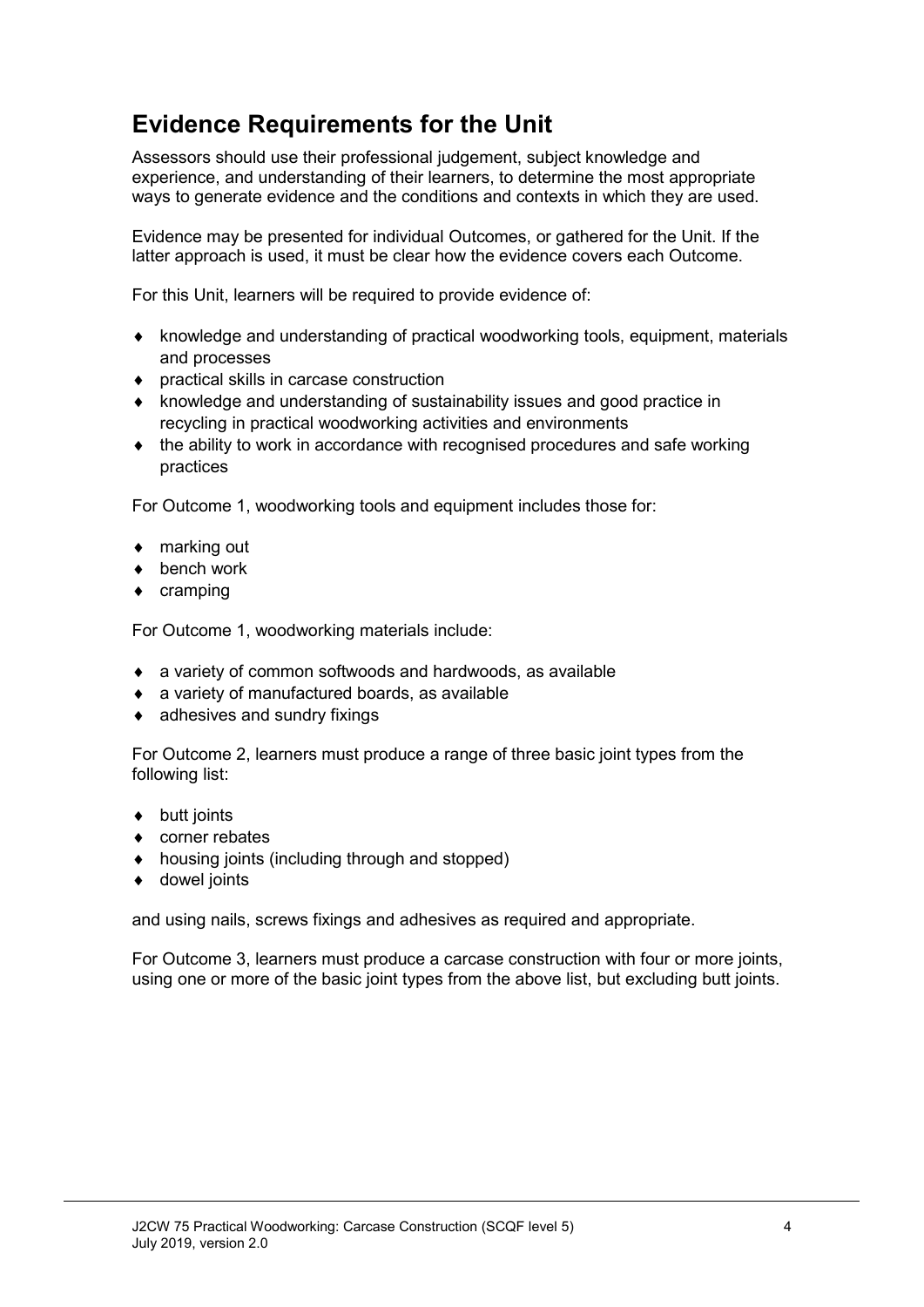## Evidence Requirements for the Unit

Assessors should use their professional judgement, subject knowledge and experience, and understanding of their learners, to determine the most appropriate ways to generate evidence and the conditions and contexts in which they are used.

Evidence may be presented for individual Outcomes, or gathered for the Unit. If the latter approach is used, it must be clear how the evidence covers each Outcome.

For this Unit, learners will be required to provide evidence of:

- knowledge and understanding of practical woodworking tools, equipment, materials and processes
- practical skills in carcase construction
- knowledge and understanding of sustainability issues and good practice in recycling in practical woodworking activities and environments
- the ability to work in accordance with recognised procedures and safe working practices

For Outcome 1, woodworking tools and equipment includes those for:

- marking out
- bench work
- cramping

For Outcome 1, woodworking materials include:

- a variety of common softwoods and hardwoods, as available
- a variety of manufactured boards, as available
- adhesives and sundry fixings

For Outcome 2, learners must produce a range of three basic joint types from the following list:

- butt joints
- corner rebates
- housing joints (including through and stopped)
- dowel joints

and using nails, screws fixings and adhesives as required and appropriate.

For Outcome 3, learners must produce a carcase construction with four or more joints, using one or more of the basic joint types from the above list, but excluding butt joints.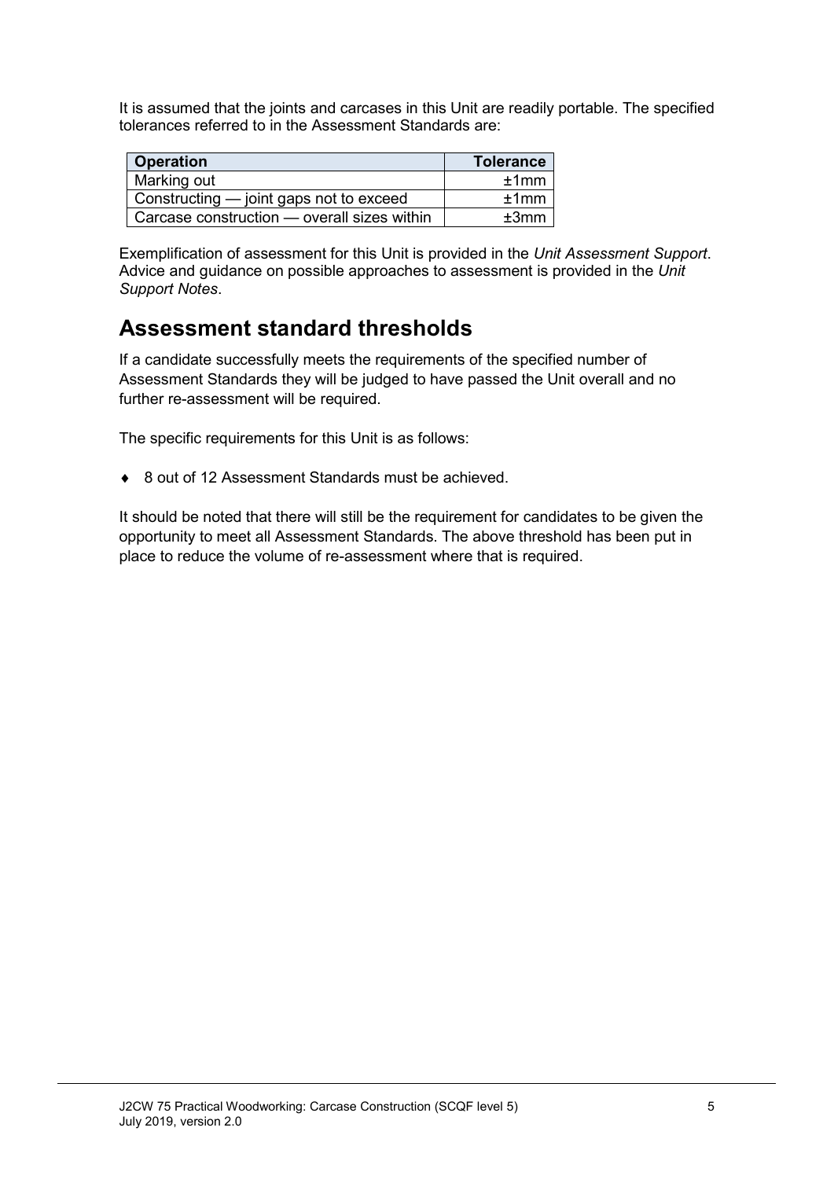It is assumed that the joints and carcases in this Unit are readily portable. The specified tolerances referred to in the Assessment Standards are:

| Operation | Tolerance |
|---|---:|
| Marking out | ±1mm |
| Constructing — joint gaps not to exceed | ±1mm |
| Carcase construction — overall sizes within | ±3mm |

Exemplification of assessment for this Unit is provided in the *Unit Assessment Support*. Advice and guidance on possible approaches to assessment is provided in the *Unit Support Notes*.

## Assessment standard thresholds

If a candidate successfully meets the requirements of the specified number of Assessment Standards they will be judged to have passed the Unit overall and no further re-assessment will be required.

The specific requirements for this Unit is as follows:

- 8 out of 12 Assessment Standards must be achieved.

It should be noted that there will still be the requirement for candidates to be given the opportunity to meet all Assessment Standards. The above threshold has been put in place to reduce the volume of re-assessment where that is required.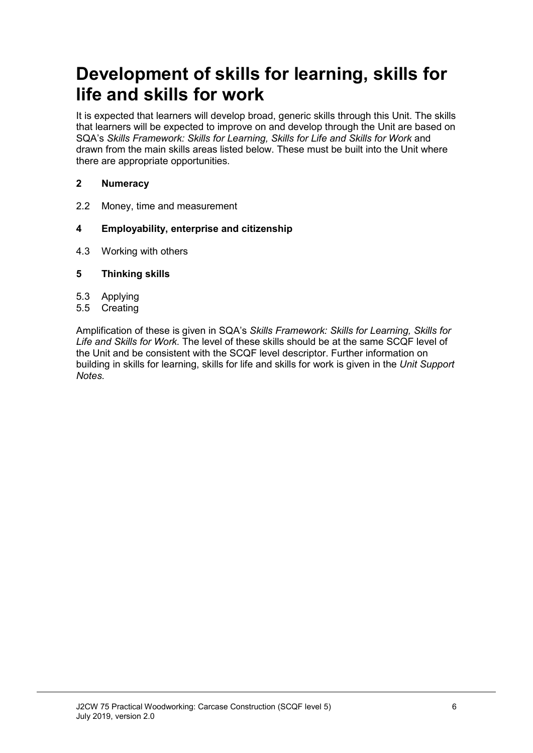# Development of skills for learning, skills for life and skills for work

It is expected that learners will develop broad, generic skills through this Unit. The skills that learners will be expected to improve on and develop through the Unit are based on SQA's *Skills Framework: Skills for Learning, Skills for Life and Skills for Work* and drawn from the main skills areas listed below. These must be built into the Unit where there are appropriate opportunities.

**2 Numeracy**

2.2 Money, time and measurement

**4 Employability, enterprise and citizenship**

4.3 Working with others

**5 Thinking skills**

5.3 Applying
5.5 Creating

Amplification of these is given in SQA's *Skills Framework: Skills for Learning, Skills for Life and Skills for Work*. The level of these skills should be at the same SCQF level of the Unit and be consistent with the SCQF level descriptor. Further information on building in skills for learning, skills for life and skills for work is given in the *Unit Support Notes.*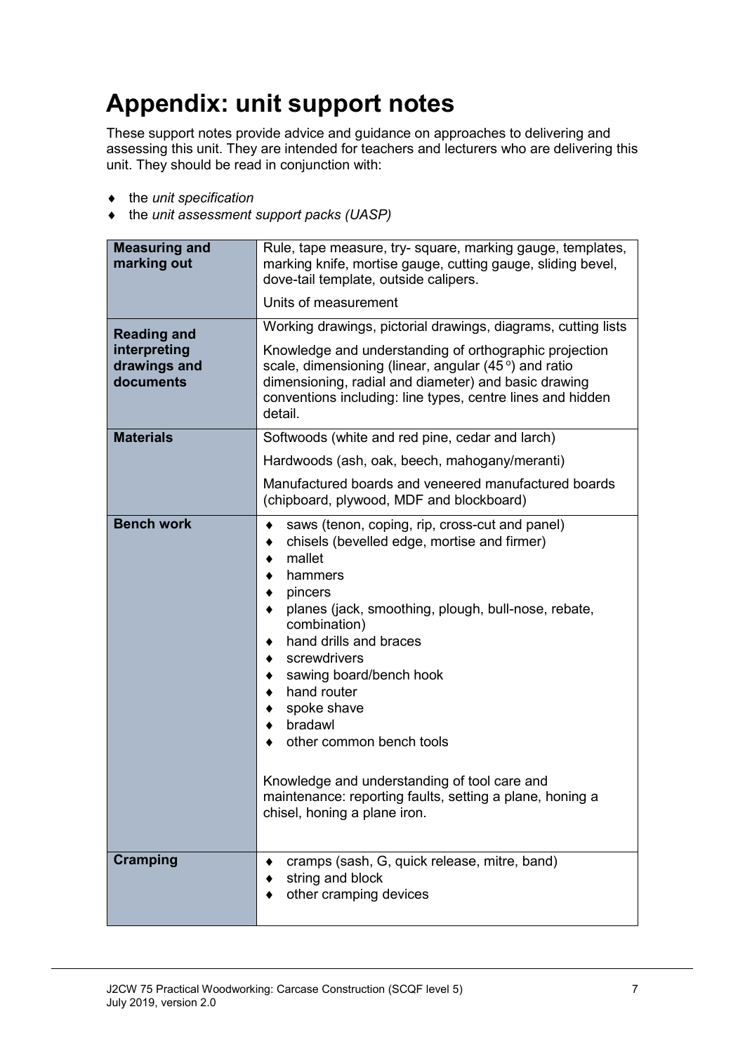# Appendix: unit support notes

These support notes provide advice and guidance on approaches to delivering and assessing this unit. They are intended for teachers and lecturers who are delivering this unit. They should be read in conjunction with:

- the *unit specification*
- the *unit assessment support packs (UASP)*

| | |
|---|---|
| **Measuring and marking out** | Rule, tape measure, try- square, marking gauge, templates, marking knife, mortise gauge, cutting gauge, sliding bevel, dove-tail template, outside calipers.<br><br>Units of measurement |
| **Reading and interpreting drawings and documents** | Working drawings, pictorial drawings, diagrams, cutting lists<br><br>Knowledge and understanding of orthographic projection scale, dimensioning (linear, angular (45°) and ratio dimensioning, radial and diameter) and basic drawing conventions including: line types, centre lines and hidden detail. |
| **Materials** | Softwoods (white and red pine, cedar and larch)<br><br>Hardwoods (ash, oak, beech, mahogany/meranti)<br><br>Manufactured boards and veneered manufactured boards (chipboard, plywood, MDF and blockboard) |
| **Bench work** | ♦ saws (tenon, coping, rip, cross-cut and panel)<br>♦ chisels (bevelled edge, mortise and firmer)<br>♦ mallet<br>♦ hammers<br>♦ pincers<br>♦ planes (jack, smoothing, plough, bull-nose, rebate, combination)<br>♦ hand drills and braces<br>♦ screwdrivers<br>♦ sawing board/bench hook<br>♦ hand router<br>♦ spoke shave<br>♦ bradawl<br>♦ other common bench tools<br><br>Knowledge and understanding of tool care and maintenance: reporting faults, setting a plane, honing a chisel, honing a plane iron. |
| **Cramping** | ♦ cramps (sash, G, quick release, mitre, band)<br>♦ string and block<br>♦ other cramping devices |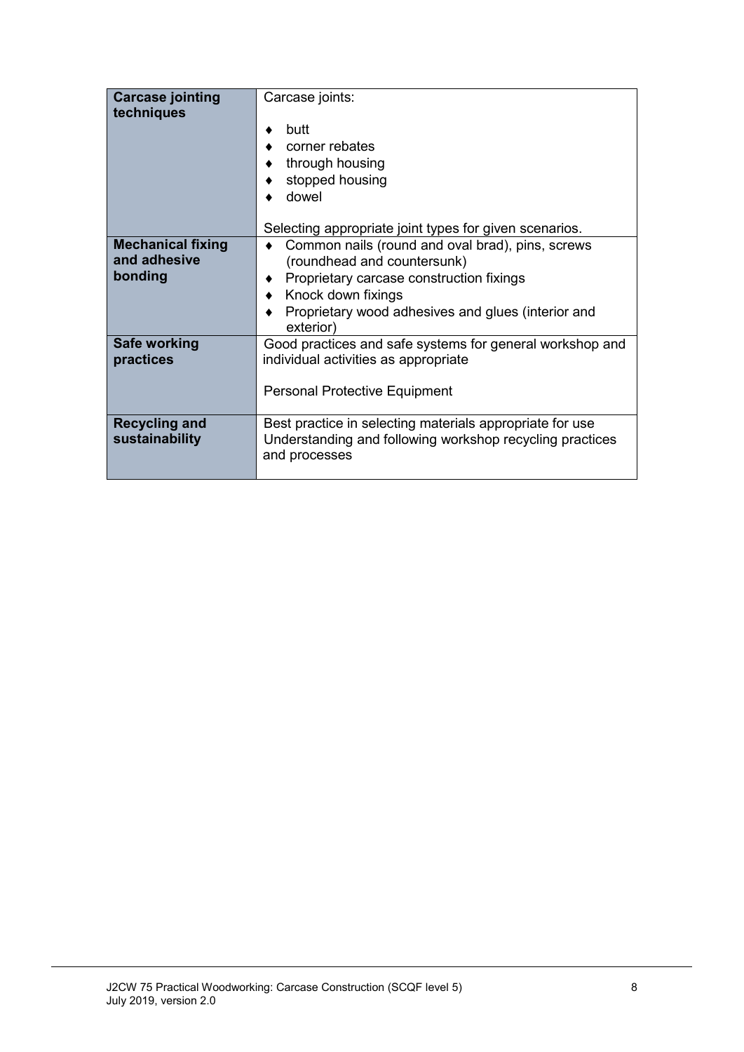| Carcase jointing techniques | Carcase joints:<br><br>♦ butt<br>♦ corner rebates<br>♦ through housing<br>♦ stopped housing<br>♦ dowel<br><br>Selecting appropriate joint types for given scenarios. |
|---|---|
| **Mechanical fixing and adhesive bonding** | ♦ Common nails (round and oval brad), pins, screws (roundhead and countersunk)<br>♦ Proprietary carcase construction fixings<br>♦ Knock down fixings<br>♦ Proprietary wood adhesives and glues (interior and exterior) |
| **Safe working practices** | Good practices and safe systems for general workshop and individual activities as appropriate<br><br>Personal Protective Equipment |
| **Recycling and sustainability** | Best practice in selecting materials appropriate for use<br>Understanding and following workshop recycling practices and processes |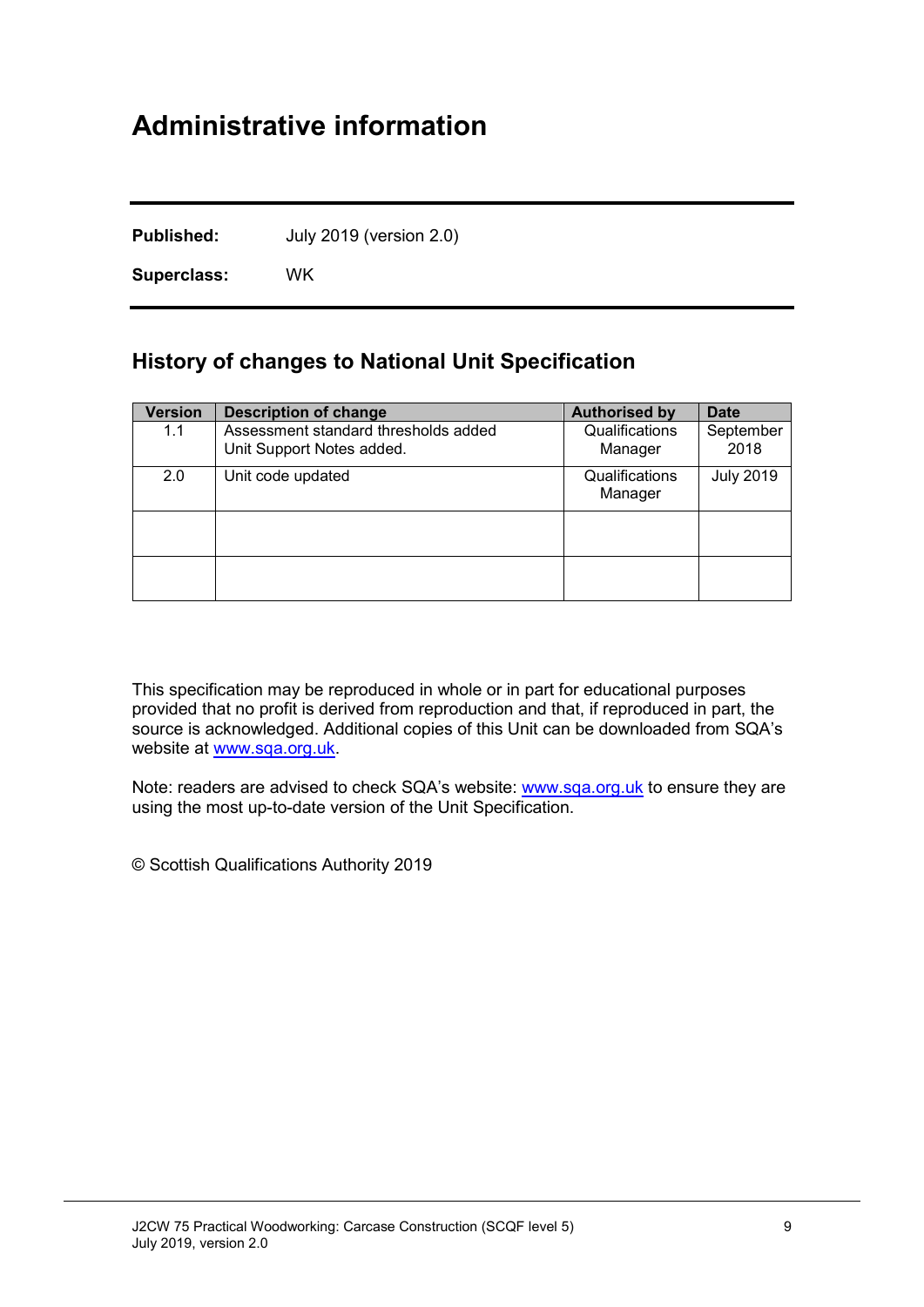# Administrative information

**Published:** July 2019 (version 2.0)

**Superclass:** WK

## History of changes to National Unit Specification

| Version | Description of change | Authorised by | Date |
|---|---|---|---|
| 1.1 | Assessment standard thresholds added<br>Unit Support Notes added. | Qualifications Manager | September 2018 |
| 2.0 | Unit code updated | Qualifications Manager | July 2019 |
| | | | |
| | | | |

This specification may be reproduced in whole or in part for educational purposes provided that no profit is derived from reproduction and that, if reproduced in part, the source is acknowledged. Additional copies of this Unit can be downloaded from SQA's website at www.sqa.org.uk.

Note: readers are advised to check SQA's website: www.sqa.org.uk to ensure they are using the most up-to-date version of the Unit Specification.

© Scottish Qualifications Authority 2019